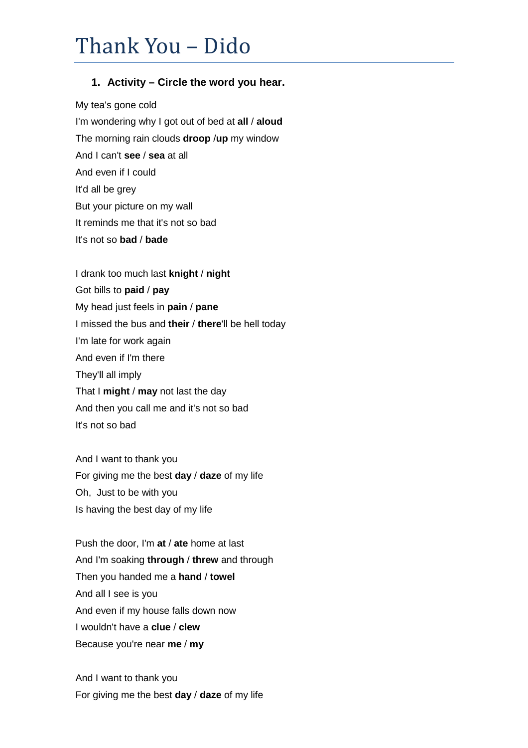# Thank You – Dido

1. **Activity – Circle the word you hear.**

My tea's gone cold
I'm wondering why I got out of bed at **all** / **aloud**
The morning rain clouds **droop** /**up** my window
And I can't **see** / **sea** at all
And even if I could
It'd all be grey
But your picture on my wall
It reminds me that it's not so bad
It's not so **bad** / **bade**

I drank too much last **knight** / **night**
Got bills to **paid** / **pay**
My head just feels in **pain** / **pane**
I missed the bus and **their** / **there**'ll be hell today
I'm late for work again
And even if I'm there
They'll all imply
That I **might** / **may** not last the day
And then you call me and it's not so bad
It's not so bad

And I want to thank you
For giving me the best **day** / **daze** of my life
Oh, Just to be with you
Is having the best day of my life

Push the door, I'm **at** / **ate** home at last
And I'm soaking **through** / **threw** and through
Then you handed me a **hand** / **towel**
And all I see is you
And even if my house falls down now
I wouldn't have a **clue** / **clew**
Because you're near **me** / **my**

And I want to thank you
For giving me the best **day** / **daze** of my life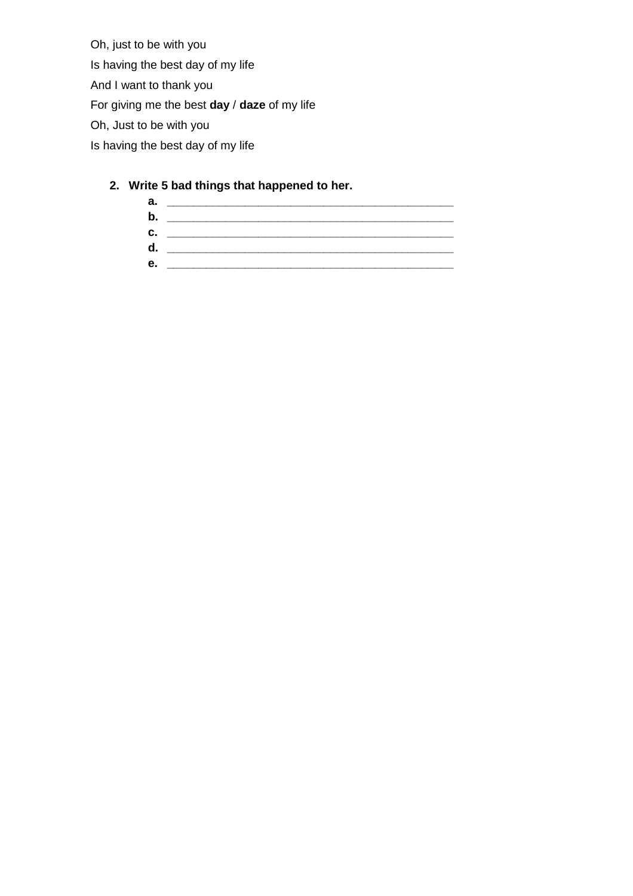Oh, just to be with you

Is having the best day of my life

And I want to thank you

For giving me the best **day** / **daze** of my life

Oh, Just to be with you

Is having the best day of my life

2. **Write 5 bad things that happened to her.**
   a. ____________________________________________
   b. ____________________________________________
   c. ____________________________________________
   d. ____________________________________________
   e. ____________________________________________